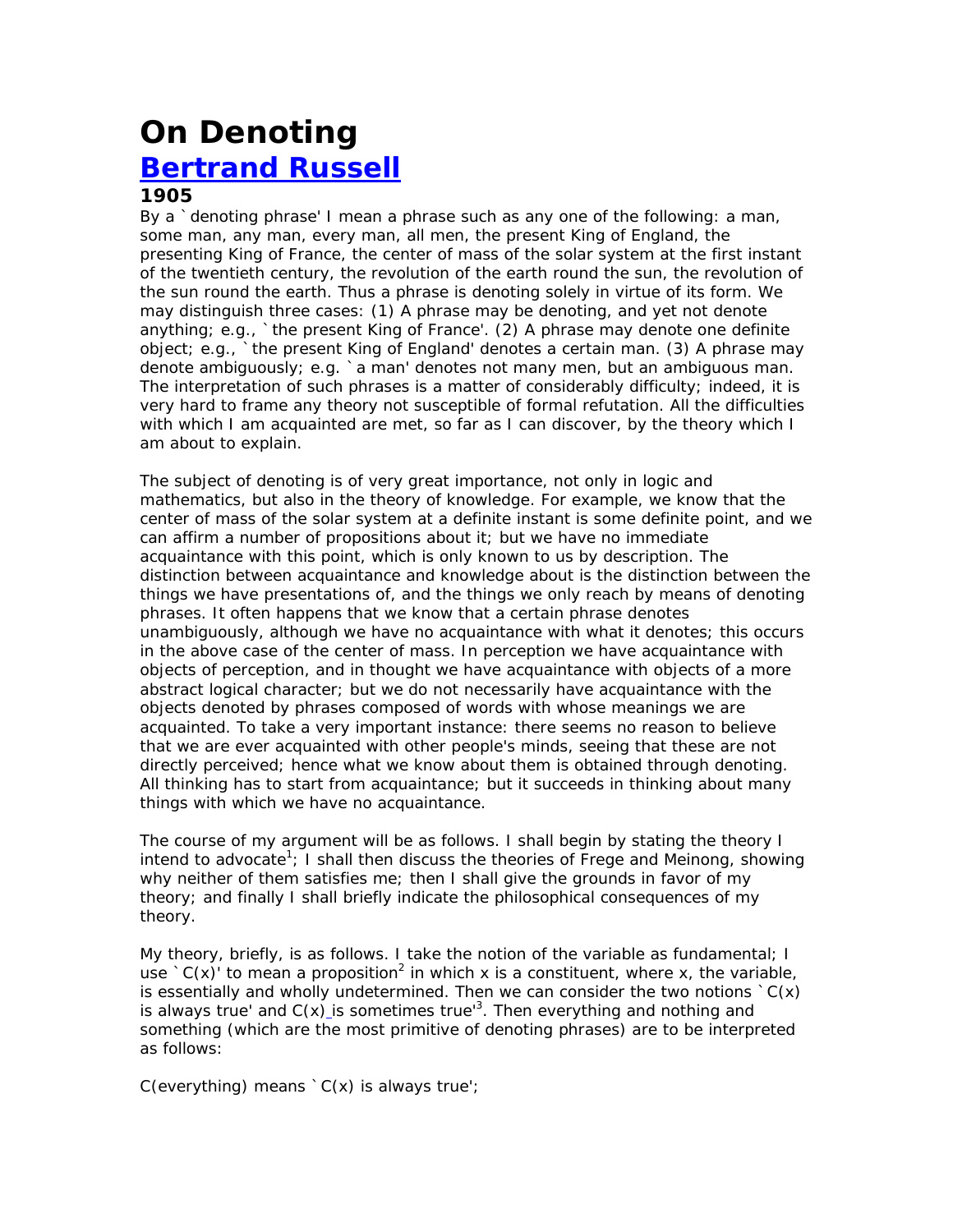# On Denoting

## Bertrand Russell

### 1905

By a `denoting phrase' I mean a phrase such as any one of the following: a man, some man, any man, every man, all men, the present King of England, the presenting King of France, the center of mass of the solar system at the first instant of the twentieth century, the revolution of the earth round the sun, the revolution of the sun round the earth. Thus a phrase is denoting solely in virtue of its form. We may distinguish three cases: (1) A phrase may be denoting, and yet not denote anything; e.g., `the present King of France'. (2) A phrase may denote one definite object; e.g., `the present King of England' denotes a certain man. (3) A phrase may denote ambiguously; e.g. `a man' denotes not many men, but an ambiguous man. The interpretation of such phrases is a matter of considerably difficulty; indeed, it is very hard to frame any theory not susceptible of formal refutation. All the difficulties with which I am acquainted are met, so far as I can discover, by the theory which I am about to explain.

The subject of denoting is of very great importance, not only in logic and mathematics, but also in the theory of knowledge. For example, we know that the center of mass of the solar system at a definite instant is some definite point, and we can affirm a number of propositions about it; but we have no immediate acquaintance with this point, which is only known to us by description. The distinction between acquaintance and knowledge about is the distinction between the things we have presentations of, and the things we only reach by means of denoting phrases. It often happens that we know that a certain phrase denotes unambiguously, although we have no acquaintance with what it denotes; this occurs in the above case of the center of mass. In perception we have acquaintance with objects of perception, and in thought we have acquaintance with objects of a more abstract logical character; but we do not necessarily have acquaintance with the objects denoted by phrases composed of words with whose meanings we are acquainted. To take a very important instance: there seems no reason to believe that we are ever acquainted with other people's minds, seeing that these are not directly perceived; hence what we know about them is obtained through denoting. All thinking has to start from acquaintance; but it succeeds in thinking about many things with which we have no acquaintance.

The course of my argument will be as follows. I shall begin by stating the theory I intend to advocate[1]; I shall then discuss the theories of Frege and Meinong, showing why neither of them satisfies me; then I shall give the grounds in favor of my theory; and finally I shall briefly indicate the philosophical consequences of my theory.

My theory, briefly, is as follows. I take the notion of the variable as fundamental; I use `C(x)' to mean a proposition[2] in which x is a constituent, where x, the variable, is essentially and wholly undetermined. Then we can consider the two notions `C(x) is always true' and C(x) is sometimes true'[3]. Then everything and nothing and something (which are the most primitive of denoting phrases) are to be interpreted as follows:

C(everything) means `C(x) is always true';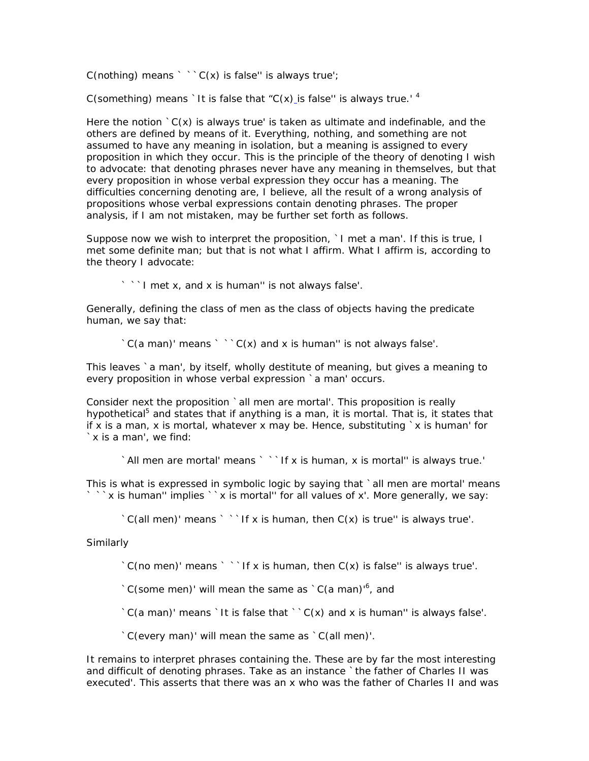C(nothing) means ` ``C(x) is false'' is always true';

C(something) means `It is false that "C(x) is false'' is always true.' [4]

Here the notion `C(x) is always true' is taken as ultimate and indefinable, and the others are defined by means of it. Everything, nothing, and something are not assumed to have any meaning in isolation, but a meaning is assigned to every proposition in which they occur. This is the principle of the theory of denoting I wish to advocate: that denoting phrases never have any meaning in themselves, but that every proposition in whose verbal expression they occur has a meaning. The difficulties concerning denoting are, I believe, all the result of a wrong analysis of propositions whose verbal expressions contain denoting phrases. The proper analysis, if I am not mistaken, may be further set forth as follows.

Suppose now we wish to interpret the proposition, `I met a man'. If this is true, I met some definite man; but that is not what I affirm. What I affirm is, according to the theory I advocate:

> ` ``I met x, and x is human'' is not always false'.

Generally, defining the class of men as the class of objects having the predicate human, we say that:

> `C(a man)' means ` ``C(x) and x is human'' is not always false'.

This leaves `a man', by itself, wholly destitute of meaning, but gives a meaning to every proposition in whose verbal expression `a man' occurs.

Consider next the proposition `all men are mortal'. This proposition is really hypothetical[5] and states that if anything is a man, it is mortal. That is, it states that if x is a man, x is mortal, whatever x may be. Hence, substituting `x is human' for `x is a man', we find:

> `All men are mortal' means ` ``If x is human, x is mortal'' is always true.'

This is what is expressed in symbolic logic by saying that `all men are mortal' means ` ``x is human'' implies ``x is mortal'' for all values of x'. More generally, we say:

> `C(all men)' means ` ``If x is human, then C(x) is true'' is always true'.

Similarly

> `C(no men)' means ` ``If x is human, then C(x) is false'' is always true'.
>
> `C(some men)' will mean the same as `C(a man)'[6], and
>
> `C(a man)' means `It is false that ``C(x) and x is human'' is always false'.
>
> `C(every man)' will mean the same as `C(all men)'.

It remains to interpret phrases containing the. These are by far the most interesting and difficult of denoting phrases. Take as an instance `the father of Charles II was executed'. This asserts that there was an x who was the father of Charles II and was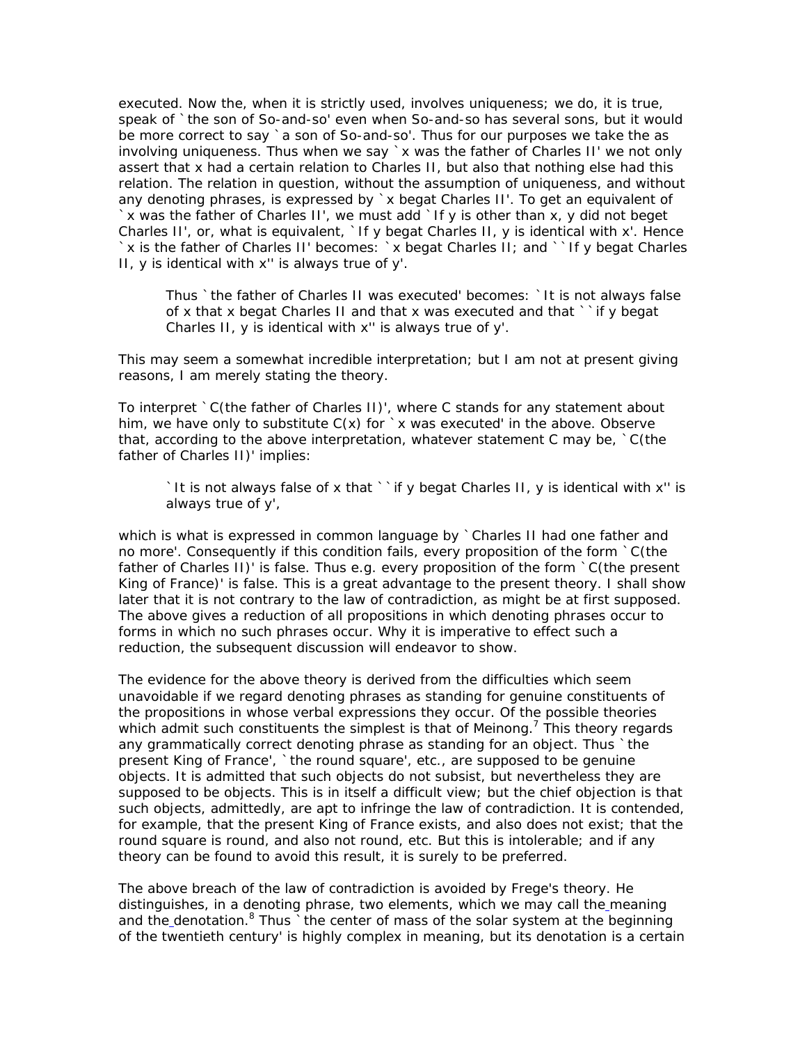executed. Now the, when it is strictly used, involves uniqueness; we do, it is true, speak of `the son of So-and-so' even when So-and-so has several sons, but it would be more correct to say `a son of So-and-so'. Thus for our purposes we take the as involving uniqueness. Thus when we say `x was the father of Charles II' we not only assert that x had a certain relation to Charles II, but also that nothing else had this relation. The relation in question, without the assumption of uniqueness, and without any denoting phrases, is expressed by `x begat Charles II'. To get an equivalent of `x was the father of Charles II', we must add `If y is other than x, y did not beget Charles II', or, what is equivalent, `If y begat Charles II, y is identical with x'. Hence `x is the father of Charles II' becomes: `x begat Charles II; and ``If y begat Charles II, y is identical with x'' is always true of y'.

> Thus `the father of Charles II was executed' becomes: `It is not always false of x that x begat Charles II and that x was executed and that ``if y begat Charles II, y is identical with x'' is always true of y'.

This may seem a somewhat incredible interpretation; but I am not at present giving reasons, I am merely stating the theory.

To interpret `C(the father of Charles II)', where C stands for any statement about him, we have only to substitute C(x) for `x was executed' in the above. Observe that, according to the above interpretation, whatever statement C may be, `C(the father of Charles II)' implies:

> `It is not always false of x that ``if y begat Charles II, y is identical with x'' is always true of y',

which is what is expressed in common language by `Charles II had one father and no more'. Consequently if this condition fails, every proposition of the form `C(the father of Charles II)' is false. Thus e.g. every proposition of the form `C(the present King of France)' is false. This is a great advantage to the present theory. I shall show later that it is not contrary to the law of contradiction, as might be at first supposed. The above gives a reduction of all propositions in which denoting phrases occur to forms in which no such phrases occur. Why it is imperative to effect such a reduction, the subsequent discussion will endeavor to show.

The evidence for the above theory is derived from the difficulties which seem unavoidable if we regard denoting phrases as standing for genuine constituents of the propositions in whose verbal expressions they occur. Of the possible theories which admit such constituents the simplest is that of Meinong.[7] This theory regards any grammatically correct denoting phrase as standing for an object. Thus `the present King of France', `the round square', etc., are supposed to be genuine objects. It is admitted that such objects do not subsist, but nevertheless they are supposed to be objects. This is in itself a difficult view; but the chief objection is that such objects, admittedly, are apt to infringe the law of contradiction. It is contended, for example, that the present King of France exists, and also does not exist; that the round square is round, and also not round, etc. But this is intolerable; and if any theory can be found to avoid this result, it is surely to be preferred.

The above breach of the law of contradiction is avoided by Frege's theory. He distinguishes, in a denoting phrase, two elements, which we may call the meaning and the denotation.[8] Thus `the center of mass of the solar system at the beginning of the twentieth century' is highly complex in meaning, but its denotation is a certain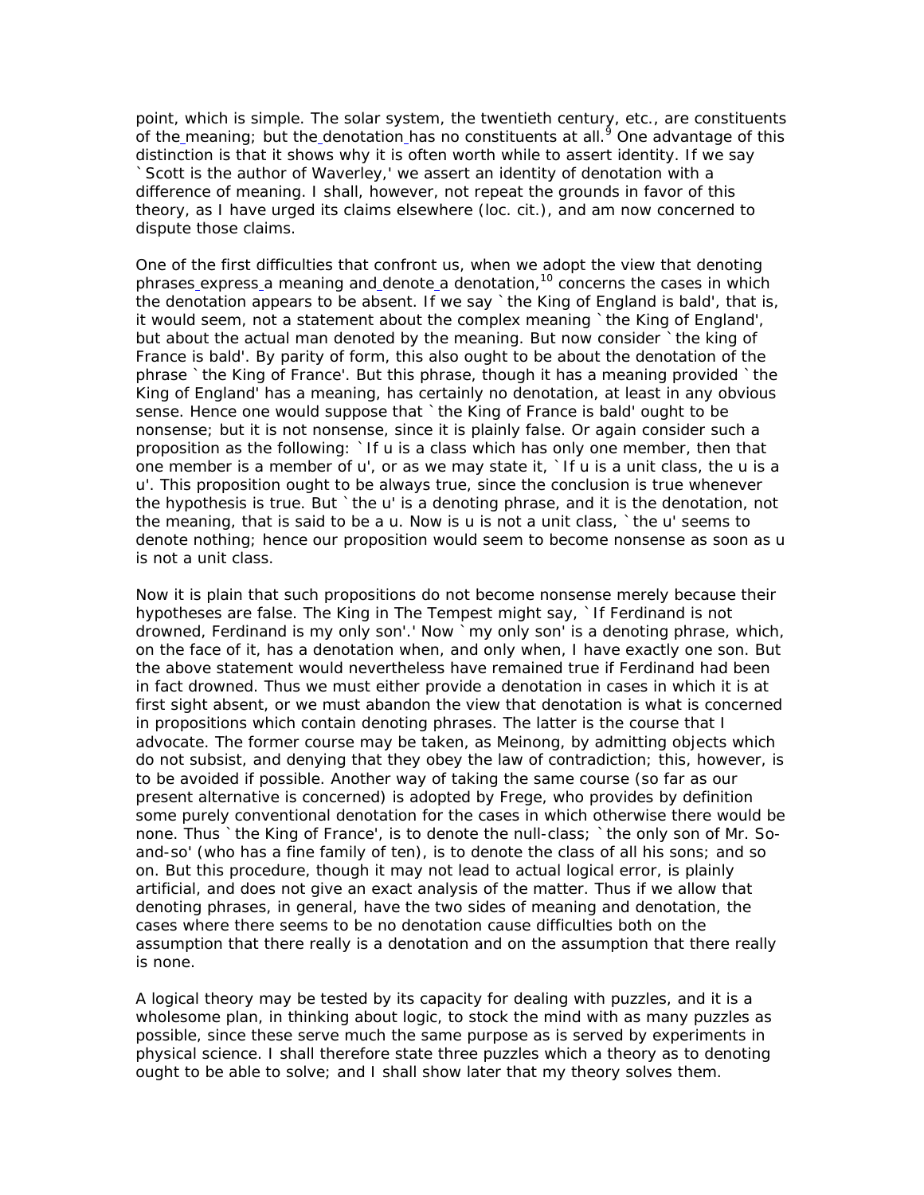point, which is simple. The solar system, the twentieth century, etc., are constituents of the meaning; but the denotation has no constituents at all.[9] One advantage of this distinction is that it shows why it is often worth while to assert identity. If we say `Scott is the author of Waverley,' we assert an identity of denotation with a difference of meaning. I shall, however, not repeat the grounds in favor of this theory, as I have urged its claims elsewhere (loc. cit.), and am now concerned to dispute those claims.

One of the first difficulties that confront us, when we adopt the view that denoting phrases express a meaning and denote a denotation,[10] concerns the cases in which the denotation appears to be absent. If we say `the King of England is bald', that is, it would seem, not a statement about the complex meaning `the King of England', but about the actual man denoted by the meaning. But now consider `the king of France is bald'. By parity of form, this also ought to be about the denotation of the phrase `the King of France'. But this phrase, though it has a meaning provided `the King of England' has a meaning, has certainly no denotation, at least in any obvious sense. Hence one would suppose that `the King of France is bald' ought to be nonsense; but it is not nonsense, since it is plainly false. Or again consider such a proposition as the following: `If u is a class which has only one member, then that one member is a member of u', or as we may state it, `If u is a unit class, the u is a u'. This proposition ought to be always true, since the conclusion is true whenever the hypothesis is true. But `the u' is a denoting phrase, and it is the denotation, not the meaning, that is said to be a u. Now is u is not a unit class, `the u' seems to denote nothing; hence our proposition would seem to become nonsense as soon as u is not a unit class.

Now it is plain that such propositions do not become nonsense merely because their hypotheses are false. The King in The Tempest might say, `If Ferdinand is not drowned, Ferdinand is my only son'.' Now `my only son' is a denoting phrase, which, on the face of it, has a denotation when, and only when, I have exactly one son. But the above statement would nevertheless have remained true if Ferdinand had been in fact drowned. Thus we must either provide a denotation in cases in which it is at first sight absent, or we must abandon the view that denotation is what is concerned in propositions which contain denoting phrases. The latter is the course that I advocate. The former course may be taken, as Meinong, by admitting objects which do not subsist, and denying that they obey the law of contradiction; this, however, is to be avoided if possible. Another way of taking the same course (so far as our present alternative is concerned) is adopted by Frege, who provides by definition some purely conventional denotation for the cases in which otherwise there would be none. Thus `the King of France', is to denote the null-class; `the only son of Mr. So-and-so' (who has a fine family of ten), is to denote the class of all his sons; and so on. But this procedure, though it may not lead to actual logical error, is plainly artificial, and does not give an exact analysis of the matter. Thus if we allow that denoting phrases, in general, have the two sides of meaning and denotation, the cases where there seems to be no denotation cause difficulties both on the assumption that there really is a denotation and on the assumption that there really is none.

A logical theory may be tested by its capacity for dealing with puzzles, and it is a wholesome plan, in thinking about logic, to stock the mind with as many puzzles as possible, since these serve much the same purpose as is served by experiments in physical science. I shall therefore state three puzzles which a theory as to denoting ought to be able to solve; and I shall show later that my theory solves them.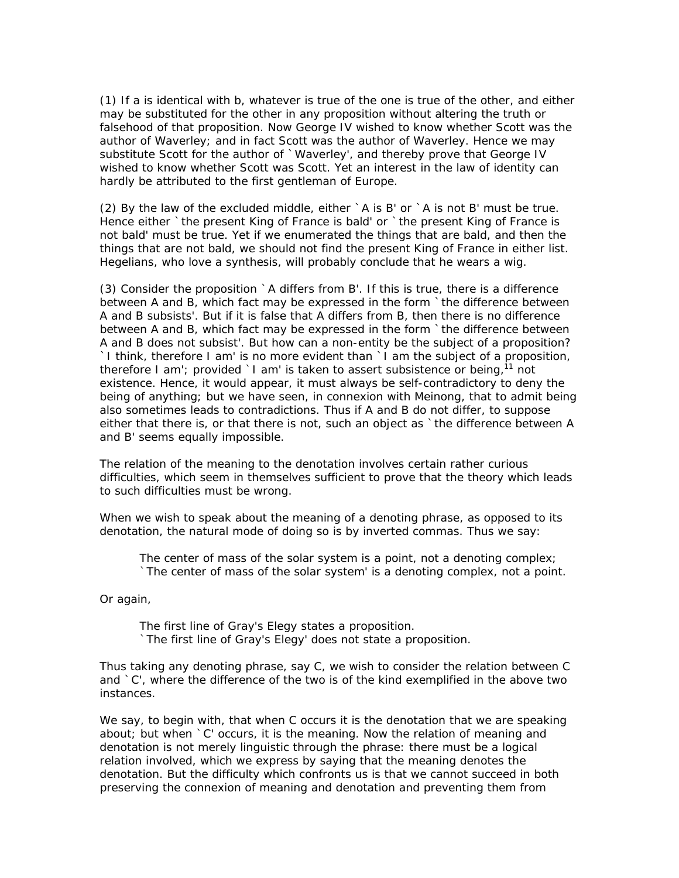(1) If a is identical with b, whatever is true of the one is true of the other, and either may be substituted for the other in any proposition without altering the truth or falsehood of that proposition. Now George IV wished to know whether Scott was the author of Waverley; and in fact Scott was the author of Waverley. Hence we may substitute Scott for the author of `Waverley', and thereby prove that George IV wished to know whether Scott was Scott. Yet an interest in the law of identity can hardly be attributed to the first gentleman of Europe.

(2) By the law of the excluded middle, either `A is B' or `A is not B' must be true. Hence either `the present King of France is bald' or `the present King of France is not bald' must be true. Yet if we enumerated the things that are bald, and then the things that are not bald, we should not find the present King of France in either list. Hegelians, who love a synthesis, will probably conclude that he wears a wig.

(3) Consider the proposition `A differs from B'. If this is true, there is a difference between A and B, which fact may be expressed in the form `the difference between A and B subsists'. But if it is false that A differs from B, then there is no difference between A and B, which fact may be expressed in the form `the difference between A and B does not subsist'. But how can a non-entity be the subject of a proposition? `I think, therefore I am' is no more evident than `I am the subject of a proposition, therefore I am'; provided `I am' is taken to assert subsistence or being,[11] not existence. Hence, it would appear, it must always be self-contradictory to deny the being of anything; but we have seen, in connexion with Meinong, that to admit being also sometimes leads to contradictions. Thus if A and B do not differ, to suppose either that there is, or that there is not, such an object as `the difference between A and B' seems equally impossible.

The relation of the meaning to the denotation involves certain rather curious difficulties, which seem in themselves sufficient to prove that the theory which leads to such difficulties must be wrong.

When we wish to speak about the meaning of a denoting phrase, as opposed to its denotation, the natural mode of doing so is by inverted commas. Thus we say:

> The center of mass of the solar system is a point, not a denoting complex;
> `The center of mass of the solar system' is a denoting complex, not a point.

Or again,

> The first line of Gray's Elegy states a proposition.
> `The first line of Gray's Elegy' does not state a proposition.

Thus taking any denoting phrase, say C, we wish to consider the relation between C and `C', where the difference of the two is of the kind exemplified in the above two instances.

We say, to begin with, that when C occurs it is the denotation that we are speaking about; but when `C' occurs, it is the meaning. Now the relation of meaning and denotation is not merely linguistic through the phrase: there must be a logical relation involved, which we express by saying that the meaning denotes the denotation. But the difficulty which confronts us is that we cannot succeed in both preserving the connexion of meaning and denotation and preventing them from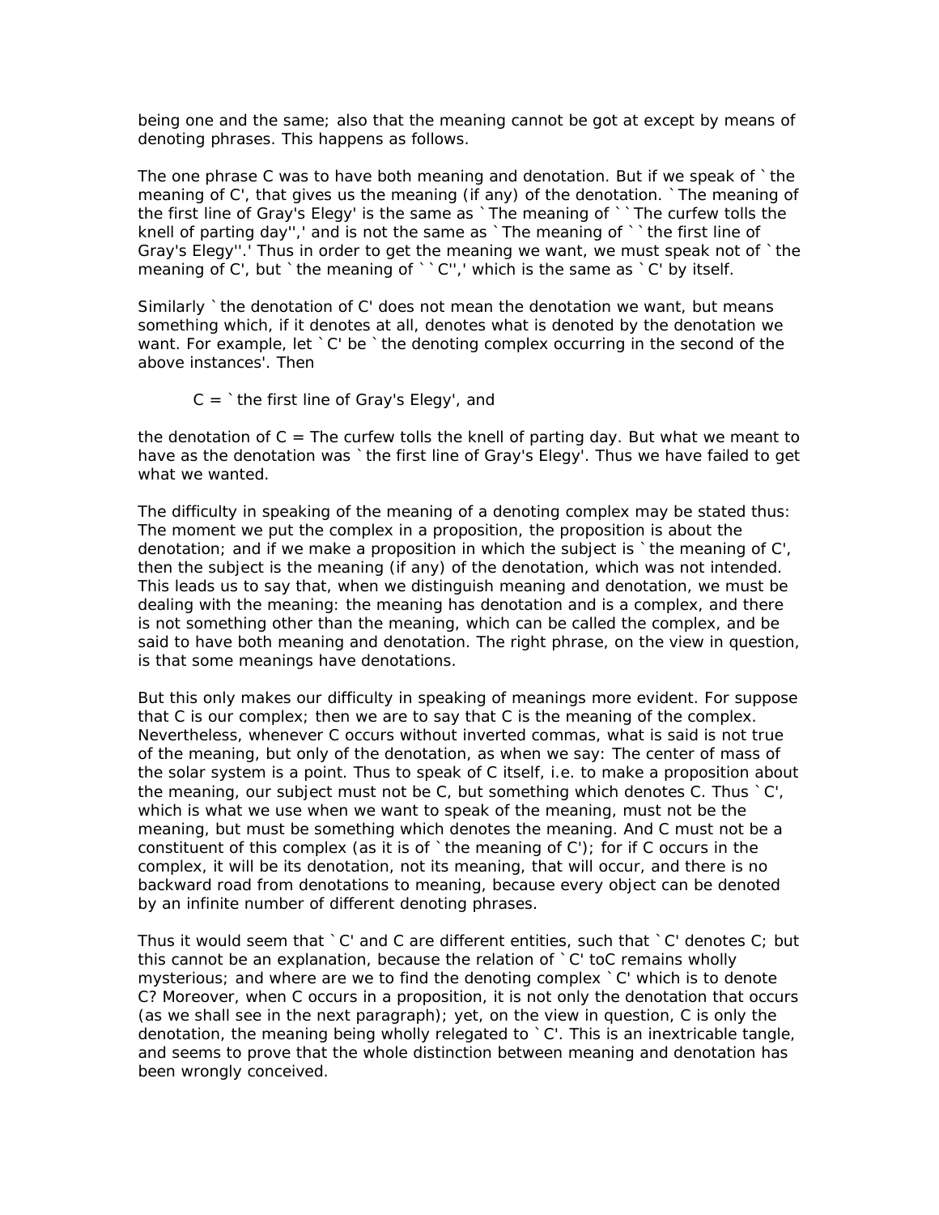being one and the same; also that the meaning cannot be got at except by means of denoting phrases. This happens as follows.

The one phrase C was to have both meaning and denotation. But if we speak of `the meaning of C', that gives us the meaning (if any) of the denotation. `The meaning of the first line of Gray's Elegy' is the same as `The meaning of ``The curfew tolls the knell of parting day'',' and is not the same as `The meaning of ``the first line of Gray's Elegy''.' Thus in order to get the meaning we want, we must speak not of `the meaning of C', but `the meaning of ``C'',' which is the same as `C' by itself.

Similarly `the denotation of C' does not mean the denotation we want, but means something which, if it denotes at all, denotes what is denoted by the denotation we want. For example, let `C' be `the denoting complex occurring in the second of the above instances'. Then

C = `the first line of Gray's Elegy', and

the denotation of C = The curfew tolls the knell of parting day. But what we meant to have as the denotation was `the first line of Gray's Elegy'. Thus we have failed to get what we wanted.

The difficulty in speaking of the meaning of a denoting complex may be stated thus: The moment we put the complex in a proposition, the proposition is about the denotation; and if we make a proposition in which the subject is `the meaning of C', then the subject is the meaning (if any) of the denotation, which was not intended. This leads us to say that, when we distinguish meaning and denotation, we must be dealing with the meaning: the meaning has denotation and is a complex, and there is not something other than the meaning, which can be called the complex, and be said to have both meaning and denotation. The right phrase, on the view in question, is that some meanings have denotations.

But this only makes our difficulty in speaking of meanings more evident. For suppose that C is our complex; then we are to say that C is the meaning of the complex. Nevertheless, whenever C occurs without inverted commas, what is said is not true of the meaning, but only of the denotation, as when we say: The center of mass of the solar system is a point. Thus to speak of C itself, i.e. to make a proposition about the meaning, our subject must not be C, but something which denotes C. Thus `C', which is what we use when we want to speak of the meaning, must not be the meaning, but must be something which denotes the meaning. And C must not be a constituent of this complex (as it is of `the meaning of C'); for if C occurs in the complex, it will be its denotation, not its meaning, that will occur, and there is no backward road from denotations to meaning, because every object can be denoted by an infinite number of different denoting phrases.

Thus it would seem that `C' and C are different entities, such that `C' denotes C; but this cannot be an explanation, because the relation of `C' toC remains wholly mysterious; and where are we to find the denoting complex `C' which is to denote C? Moreover, when C occurs in a proposition, it is not only the denotation that occurs (as we shall see in the next paragraph); yet, on the view in question, C is only the denotation, the meaning being wholly relegated to `C'. This is an inextricable tangle, and seems to prove that the whole distinction between meaning and denotation has been wrongly conceived.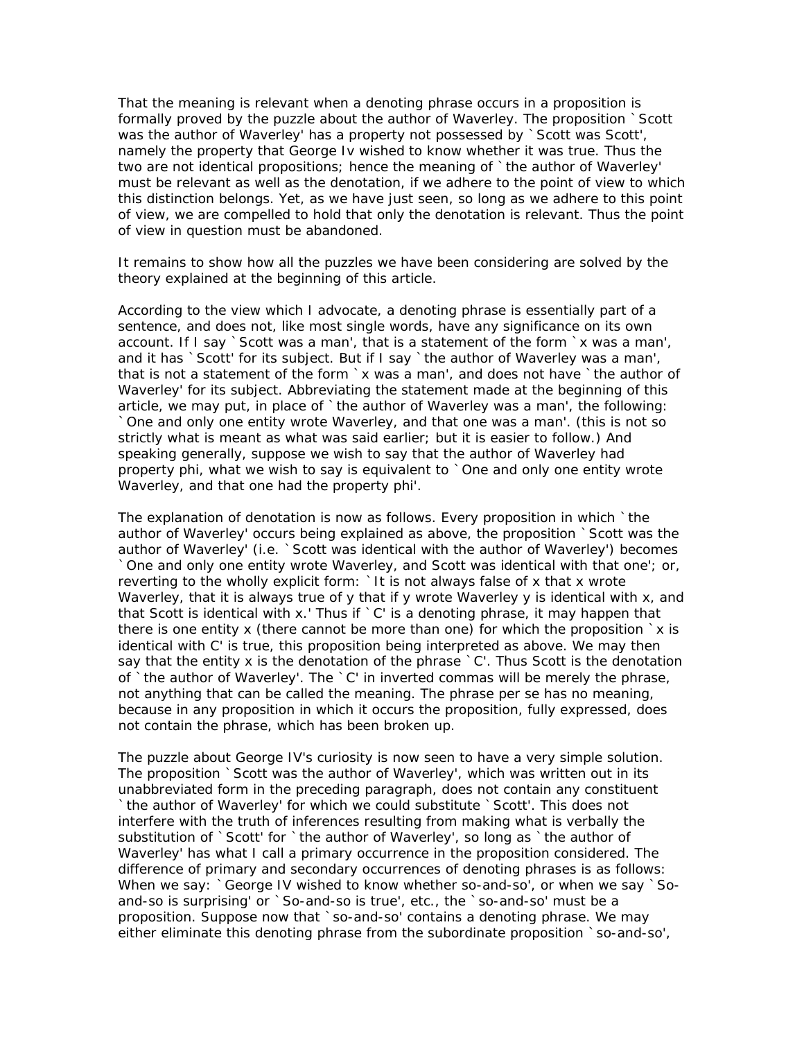That the meaning is relevant when a denoting phrase occurs in a proposition is formally proved by the puzzle about the author of Waverley. The proposition `Scott was the author of Waverley' has a property not possessed by `Scott was Scott', namely the property that George Iv wished to know whether it was true. Thus the two are not identical propositions; hence the meaning of `the author of Waverley' must be relevant as well as the denotation, if we adhere to the point of view to which this distinction belongs. Yet, as we have just seen, so long as we adhere to this point of view, we are compelled to hold that only the denotation is relevant. Thus the point of view in question must be abandoned.

It remains to show how all the puzzles we have been considering are solved by the theory explained at the beginning of this article.

According to the view which I advocate, a denoting phrase is essentially part of a sentence, and does not, like most single words, have any significance on its own account. If I say `Scott was a man', that is a statement of the form `x was a man', and it has `Scott' for its subject. But if I say `the author of Waverley was a man', that is not a statement of the form `x was a man', and does not have `the author of Waverley' for its subject. Abbreviating the statement made at the beginning of this article, we may put, in place of `the author of Waverley was a man', the following: `One and only one entity wrote Waverley, and that one was a man'. (this is not so strictly what is meant as what was said earlier; but it is easier to follow.) And speaking generally, suppose we wish to say that the author of Waverley had property phi, what we wish to say is equivalent to `One and only one entity wrote Waverley, and that one had the property phi'.

The explanation of denotation is now as follows. Every proposition in which `the author of Waverley' occurs being explained as above, the proposition `Scott was the author of Waverley' (i.e. `Scott was identical with the author of Waverley') becomes `One and only one entity wrote Waverley, and Scott was identical with that one'; or, reverting to the wholly explicit form: `It is not always false of x that x wrote Waverley, that it is always true of y that if y wrote Waverley y is identical with x, and that Scott is identical with x.' Thus if `C' is a denoting phrase, it may happen that there is one entity x (there cannot be more than one) for which the proposition `x is identical with C' is true, this proposition being interpreted as above. We may then say that the entity x is the denotation of the phrase `C'. Thus Scott is the denotation of `the author of Waverley'. The `C' in inverted commas will be merely the phrase, not anything that can be called the meaning. The phrase per se has no meaning, because in any proposition in which it occurs the proposition, fully expressed, does not contain the phrase, which has been broken up.

The puzzle about George IV's curiosity is now seen to have a very simple solution. The proposition `Scott was the author of Waverley', which was written out in its unabbreviated form in the preceding paragraph, does not contain any constituent `the author of Waverley' for which we could substitute `Scott'. This does not interfere with the truth of inferences resulting from making what is verbally the substitution of `Scott' for `the author of Waverley', so long as `the author of Waverley' has what I call a primary occurrence in the proposition considered. The difference of primary and secondary occurrences of denoting phrases is as follows: When we say: `George IV wished to know whether so-and-so', or when we say `So-and-so is surprising' or `So-and-so is true', etc., the `so-and-so' must be a proposition. Suppose now that `so-and-so' contains a denoting phrase. We may either eliminate this denoting phrase from the subordinate proposition `so-and-so',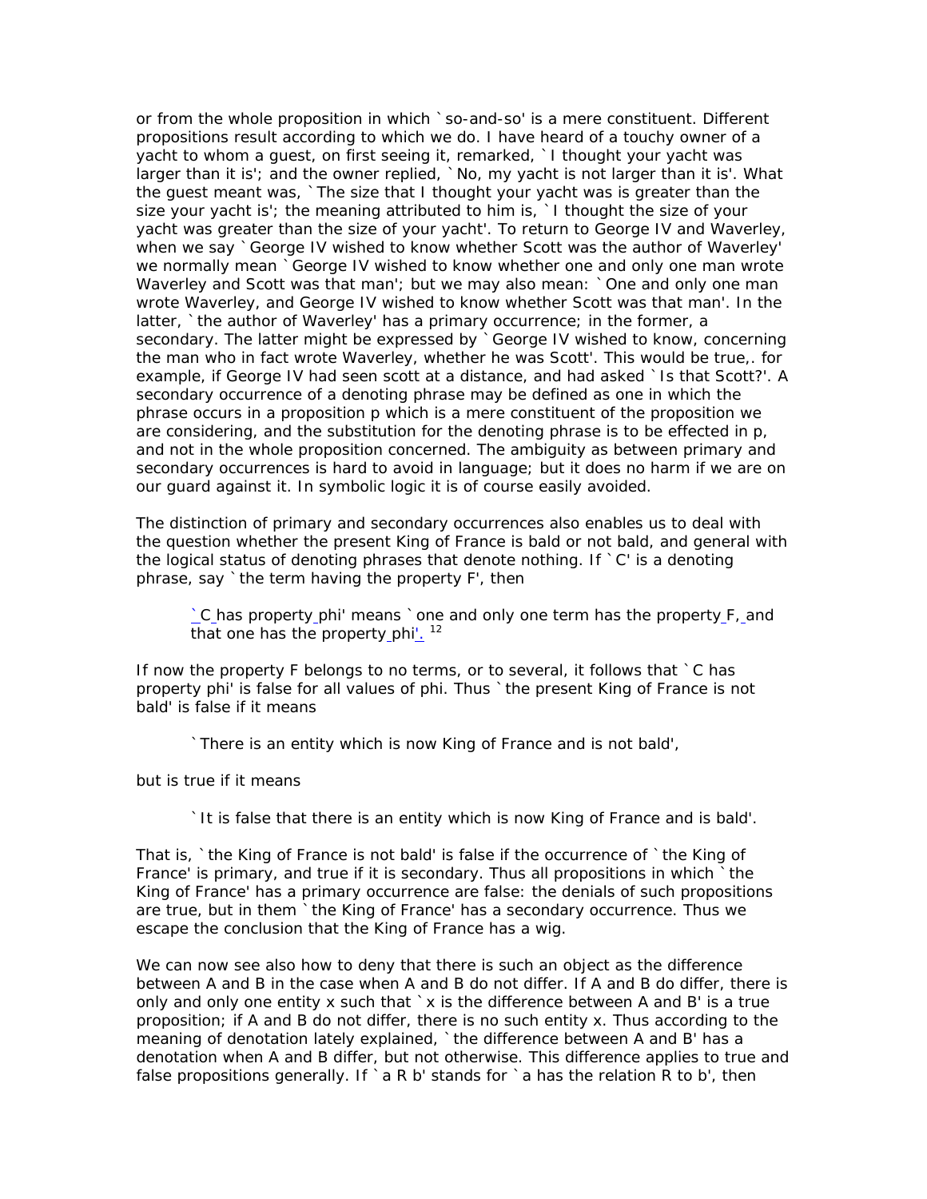or from the whole proposition in which `so-and-so' is a mere constituent. Different propositions result according to which we do. I have heard of a touchy owner of a yacht to whom a guest, on first seeing it, remarked, `I thought your yacht was larger than it is'; and the owner replied, `No, my yacht is not larger than it is'. What the guest meant was, `The size that I thought your yacht was is greater than the size your yacht is'; the meaning attributed to him is, `I thought the size of your yacht was greater than the size of your yacht'. To return to George IV and Waverley, when we say `George IV wished to know whether Scott was the author of Waverley' we normally mean `George IV wished to know whether one and only one man wrote Waverley and Scott was that man'; but we may also mean: `One and only one man wrote Waverley, and George IV wished to know whether Scott was that man'. In the latter, `the author of Waverley' has a primary occurrence; in the former, a secondary. The latter might be expressed by `George IV wished to know, concerning the man who in fact wrote Waverley, whether he was Scott'. This would be true,. for example, if George IV had seen scott at a distance, and had asked `Is that Scott?'. A secondary occurrence of a denoting phrase may be defined as one in which the phrase occurs in a proposition p which is a mere constituent of the proposition we are considering, and the substitution for the denoting phrase is to be effected in p, and not in the whole proposition concerned. The ambiguity as between primary and secondary occurrences is hard to avoid in language; but it does no harm if we are on our guard against it. In symbolic logic it is of course easily avoided.

The distinction of primary and secondary occurrences also enables us to deal with the question whether the present King of France is bald or not bald, and general with the logical status of denoting phrases that denote nothing. If `C' is a denoting phrase, say `the term having the property F', then

> `C has property phi' means `one and only one term has the property F, and that one has the property phi'. [12]

If now the property F belongs to no terms, or to several, it follows that `C has property phi' is false for all values of phi. Thus `the present King of France is not bald' is false if it means

> `There is an entity which is now King of France and is not bald',

but is true if it means

> `It is false that there is an entity which is now King of France and is bald'.

That is, `the King of France is not bald' is false if the occurrence of `the King of France' is primary, and true if it is secondary. Thus all propositions in which `the King of France' has a primary occurrence are false: the denials of such propositions are true, but in them `the King of France' has a secondary occurrence. Thus we escape the conclusion that the King of France has a wig.

We can now see also how to deny that there is such an object as the difference between A and B in the case when A and B do not differ. If A and B do differ, there is only and only one entity x such that `x is the difference between A and B' is a true proposition; if A and B do not differ, there is no such entity x. Thus according to the meaning of denotation lately explained, `the difference between A and B' has a denotation when A and B differ, but not otherwise. This difference applies to true and false propositions generally. If `a R b' stands for `a has the relation R to b', then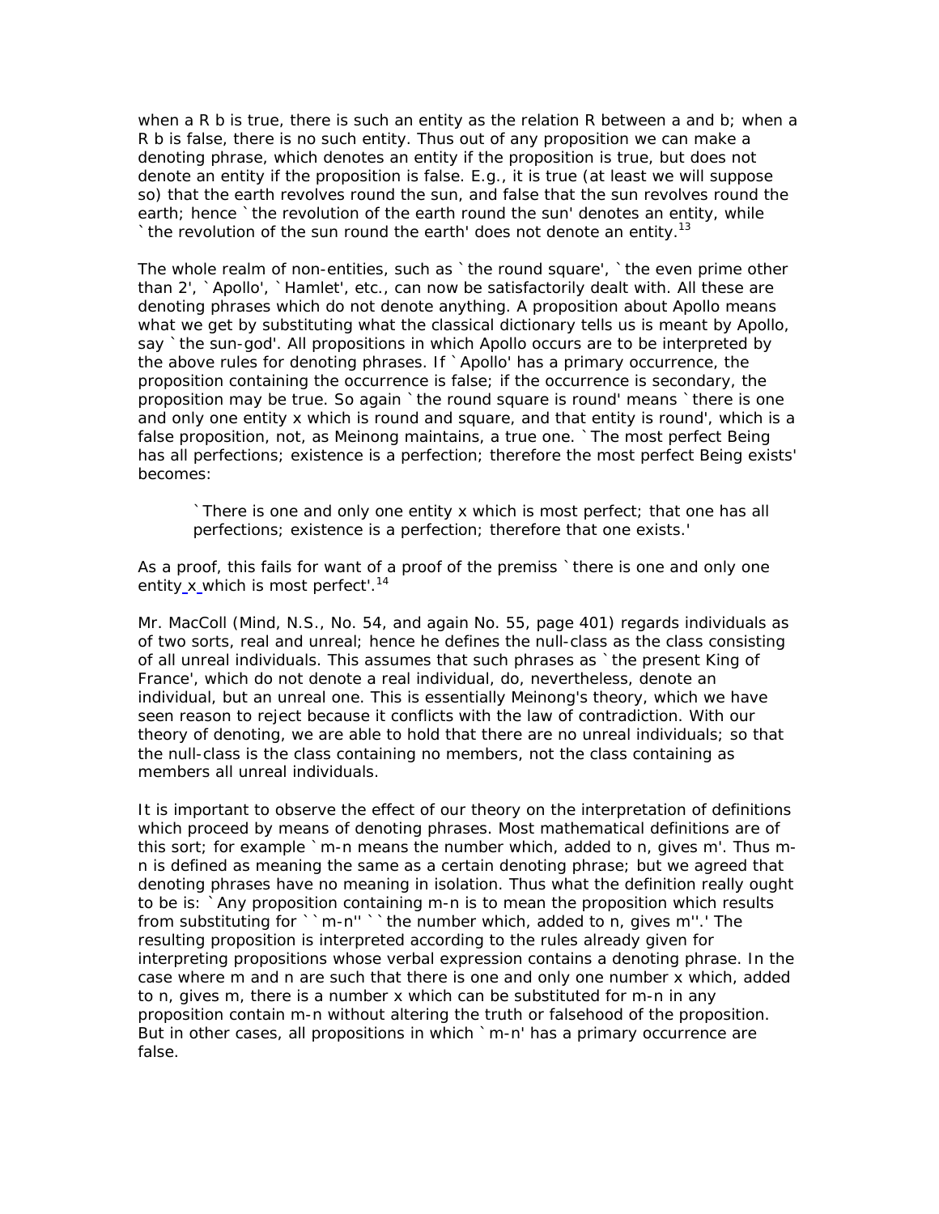when a R b is true, there is such an entity as the relation R between a and b; when a R b is false, there is no such entity. Thus out of any proposition we can make a denoting phrase, which denotes an entity if the proposition is true, but does not denote an entity if the proposition is false. E.g., it is true (at least we will suppose so) that the earth revolves round the sun, and false that the sun revolves round the earth; hence `the revolution of the earth round the sun' denotes an entity, while `the revolution of the sun round the earth' does not denote an entity.[13]

The whole realm of non-entities, such as `the round square', `the even prime other than 2', `Apollo', `Hamlet', etc., can now be satisfactorily dealt with. All these are denoting phrases which do not denote anything. A proposition about Apollo means what we get by substituting what the classical dictionary tells us is meant by Apollo, say `the sun-god'. All propositions in which Apollo occurs are to be interpreted by the above rules for denoting phrases. If `Apollo' has a primary occurrence, the proposition containing the occurrence is false; if the occurrence is secondary, the proposition may be true. So again `the round square is round' means `there is one and only one entity x which is round and square, and that entity is round', which is a false proposition, not, as Meinong maintains, a true one. `The most perfect Being has all perfections; existence is a perfection; therefore the most perfect Being exists' becomes:

> `There is one and only one entity x which is most perfect; that one has all perfections; existence is a perfection; therefore that one exists.'

As a proof, this fails for want of a proof of the premiss `there is one and only one entity x which is most perfect'.[14]

Mr. MacColl (Mind, N.S., No. 54, and again No. 55, page 401) regards individuals as of two sorts, real and unreal; hence he defines the null-class as the class consisting of all unreal individuals. This assumes that such phrases as `the present King of France', which do not denote a real individual, do, nevertheless, denote an individual, but an unreal one. This is essentially Meinong's theory, which we have seen reason to reject because it conflicts with the law of contradiction. With our theory of denoting, we are able to hold that there are no unreal individuals; so that the null-class is the class containing no members, not the class containing as members all unreal individuals.

It is important to observe the effect of our theory on the interpretation of definitions which proceed by means of denoting phrases. Most mathematical definitions are of this sort; for example `m-n means the number which, added to n, gives m'. Thus m-n is defined as meaning the same as a certain denoting phrase; but we agreed that denoting phrases have no meaning in isolation. Thus what the definition really ought to be is: `Any proposition containing m-n is to mean the proposition which results from substituting for ``m-n'' ``the number which, added to n, gives m''.' The resulting proposition is interpreted according to the rules already given for interpreting propositions whose verbal expression contains a denoting phrase. In the case where m and n are such that there is one and only one number x which, added to n, gives m, there is a number x which can be substituted for m-n in any proposition contain m-n without altering the truth or falsehood of the proposition. But in other cases, all propositions in which `m-n' has a primary occurrence are false.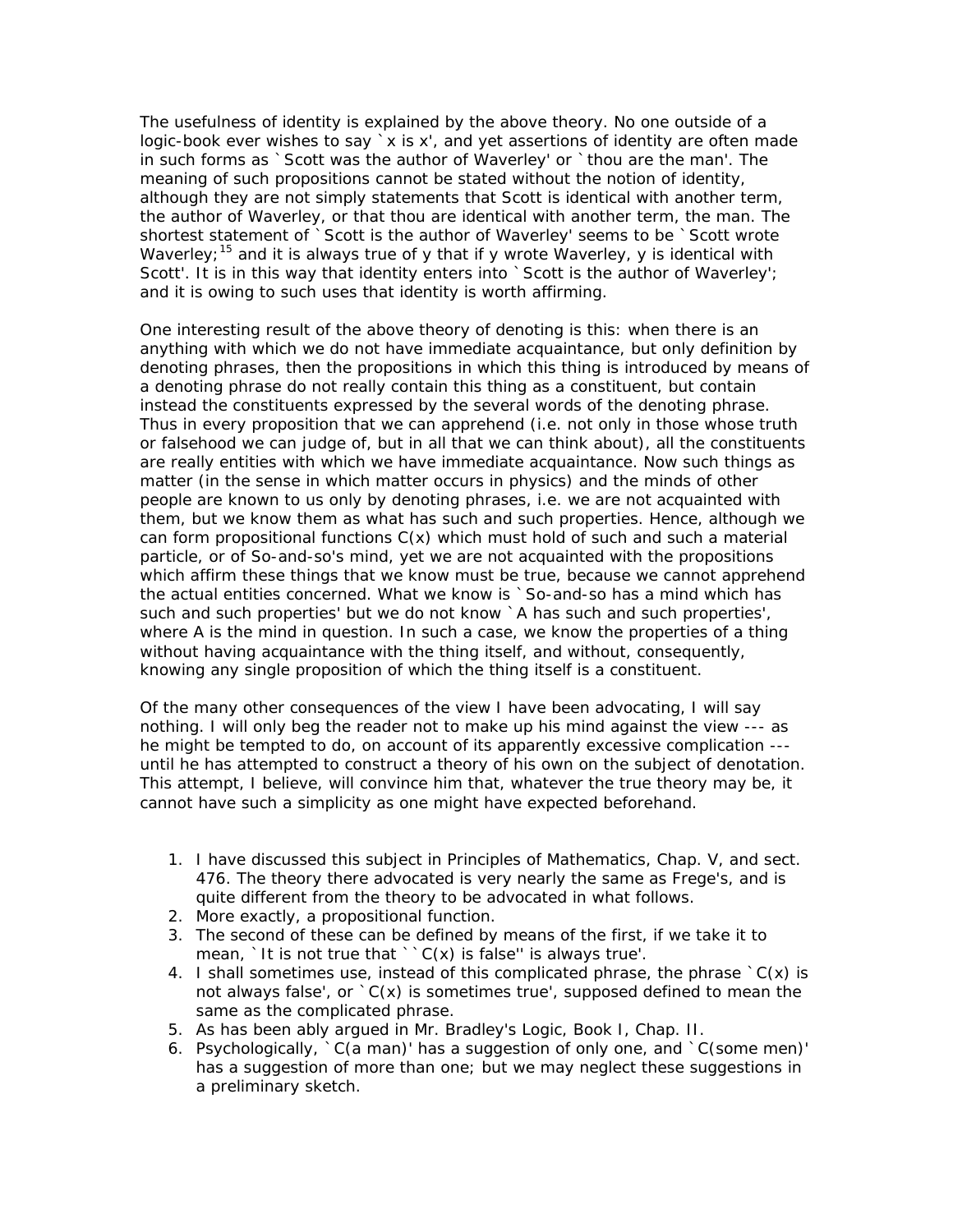The usefulness of identity is explained by the above theory. No one outside of a logic-book ever wishes to say `x is x', and yet assertions of identity are often made in such forms as `Scott was the author of Waverley' or `thou are the man'. The meaning of such propositions cannot be stated without the notion of identity, although they are not simply statements that Scott is identical with another term, the author of Waverley, or that thou are identical with another term, the man. The shortest statement of `Scott is the author of Waverley' seems to be `Scott wrote Waverley;[15] and it is always true of y that if y wrote Waverley, y is identical with Scott'. It is in this way that identity enters into `Scott is the author of Waverley'; and it is owing to such uses that identity is worth affirming.

One interesting result of the above theory of denoting is this: when there is an anything with which we do not have immediate acquaintance, but only definition by denoting phrases, then the propositions in which this thing is introduced by means of a denoting phrase do not really contain this thing as a constituent, but contain instead the constituents expressed by the several words of the denoting phrase. Thus in every proposition that we can apprehend (i.e. not only in those whose truth or falsehood we can judge of, but in all that we can think about), all the constituents are really entities with which we have immediate acquaintance. Now such things as matter (in the sense in which matter occurs in physics) and the minds of other people are known to us only by denoting phrases, i.e. we are not acquainted with them, but we know them as what has such and such properties. Hence, although we can form propositional functions C(x) which must hold of such and such a material particle, or of So-and-so's mind, yet we are not acquainted with the propositions which affirm these things that we know must be true, because we cannot apprehend the actual entities concerned. What we know is `So-and-so has a mind which has such and such properties' but we do not know `A has such and such properties', where A is the mind in question. In such a case, we know the properties of a thing without having acquaintance with the thing itself, and without, consequently, knowing any single proposition of which the thing itself is a constituent.

Of the many other consequences of the view I have been advocating, I will say nothing. I will only beg the reader not to make up his mind against the view --- as he might be tempted to do, on account of its apparently excessive complication --- until he has attempted to construct a theory of his own on the subject of denotation. This attempt, I believe, will convince him that, whatever the true theory may be, it cannot have such a simplicity as one might have expected beforehand.

1. I have discussed this subject in Principles of Mathematics, Chap. V, and sect. 476. The theory there advocated is very nearly the same as Frege's, and is quite different from the theory to be advocated in what follows.
2. More exactly, a propositional function.
3. The second of these can be defined by means of the first, if we take it to mean, `It is not true that ``C(x) is false'' is always true'.
4. I shall sometimes use, instead of this complicated phrase, the phrase `C(x) is not always false', or `C(x) is sometimes true', supposed defined to mean the same as the complicated phrase.
5. As has been ably argued in Mr. Bradley's Logic, Book I, Chap. II.
6. Psychologically, `C(a man)' has a suggestion of only one, and `C(some men)' has a suggestion of more than one; but we may neglect these suggestions in a preliminary sketch.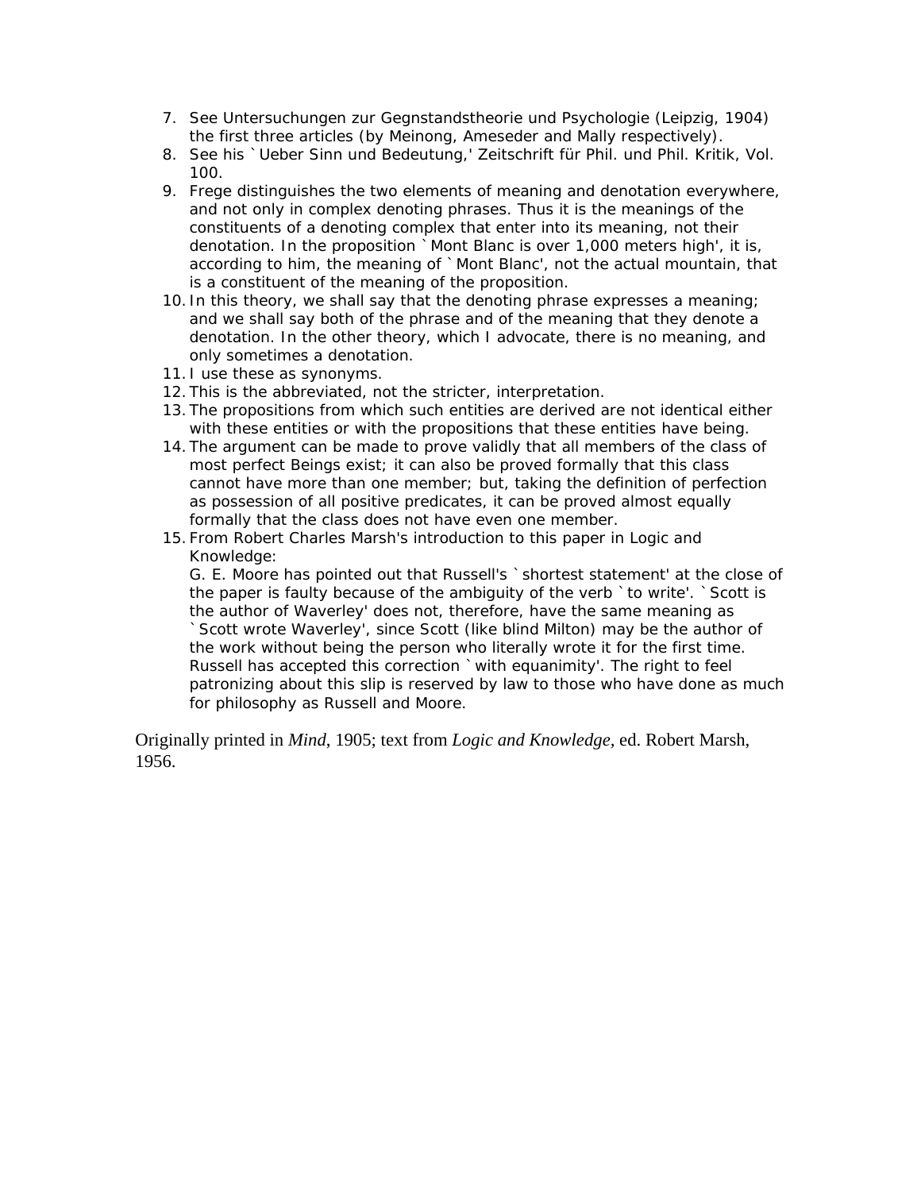7. See Untersuchungen zur Gegnstandstheorie und Psychologie (Leipzig, 1904) the first three articles (by Meinong, Ameseder and Mally respectively).
8. See his `Ueber Sinn und Bedeutung,' Zeitschrift für Phil. und Phil. Kritik, Vol. 100.
9. Frege distinguishes the two elements of meaning and denotation everywhere, and not only in complex denoting phrases. Thus it is the meanings of the constituents of a denoting complex that enter into its meaning, not their denotation. In the proposition `Mont Blanc is over 1,000 meters high', it is, according to him, the meaning of `Mont Blanc', not the actual mountain, that is a constituent of the meaning of the proposition.
10. In this theory, we shall say that the denoting phrase expresses a meaning; and we shall say both of the phrase and of the meaning that they denote a denotation. In the other theory, which I advocate, there is no meaning, and only sometimes a denotation.
11. I use these as synonyms.
12. This is the abbreviated, not the stricter, interpretation.
13. The propositions from which such entities are derived are not identical either with these entities or with the propositions that these entities have being.
14. The argument can be made to prove validly that all members of the class of most perfect Beings exist; it can also be proved formally that this class cannot have more than one member; but, taking the definition of perfection as possession of all positive predicates, it can be proved almost equally formally that the class does not have even one member.
15. From Robert Charles Marsh's introduction to this paper in Logic and Knowledge:
    G. E. Moore has pointed out that Russell's `shortest statement' at the close of the paper is faulty because of the ambiguity of the verb `to write'. `Scott is the author of Waverley' does not, therefore, have the same meaning as `Scott wrote Waverley', since Scott (like blind Milton) may be the author of the work without being the person who literally wrote it for the first time. Russell has accepted this correction `with equanimity'. The right to feel patronizing about this slip is reserved by law to those who have done as much for philosophy as Russell and Moore.

Originally printed in *Mind*, 1905; text from *Logic and Knowledge*, ed. Robert Marsh, 1956.